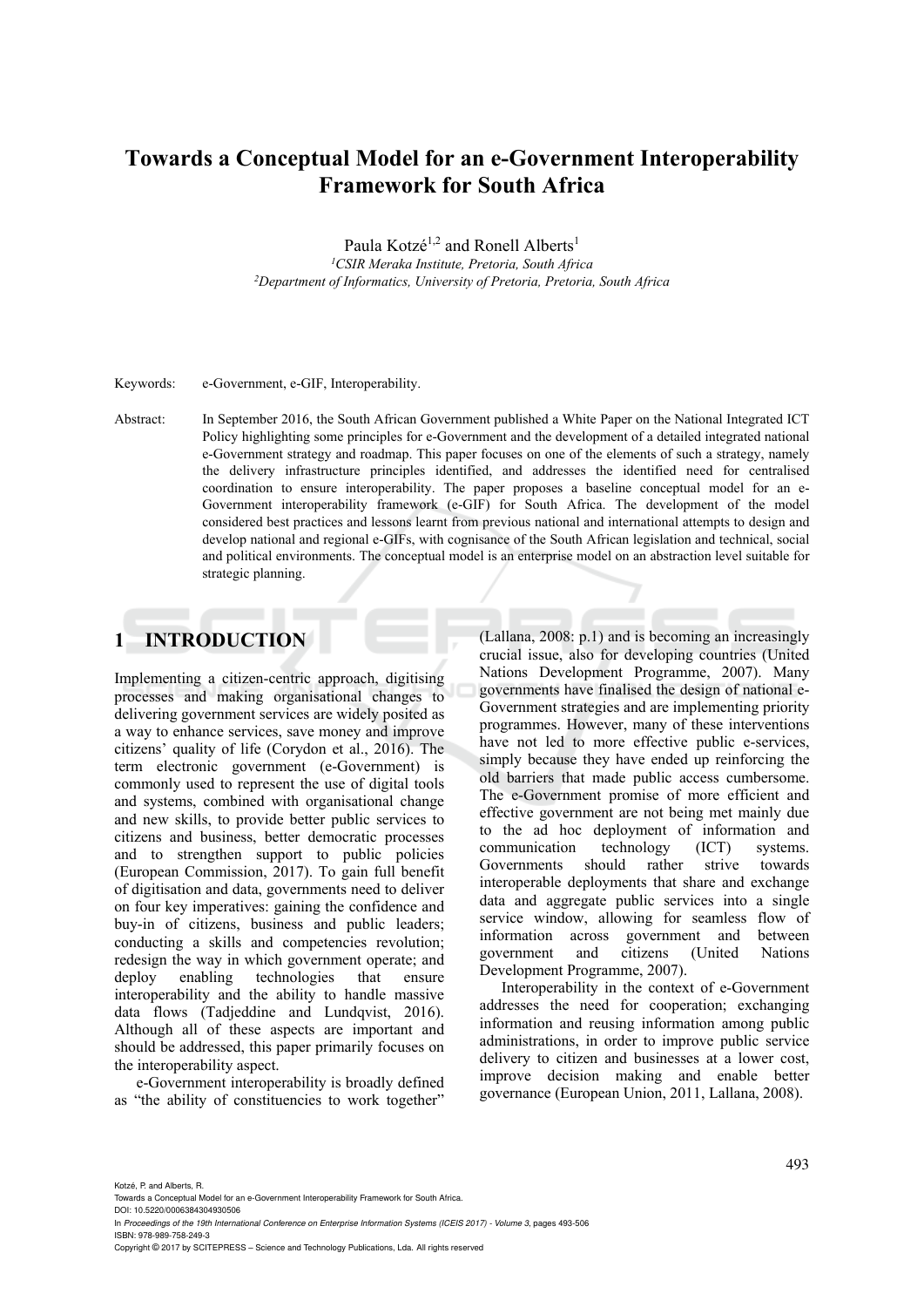# Towards a Conceptual Model for an e-Government Interoperability Framework for South Africa

Paula Kotzé[1,2] and Ronell Alberts[1]

[1]*CSIR Meraka Institute, Pretoria, South Africa*
[2]*Department of Informatics, University of Pretoria, Pretoria, South Africa*

Keywords: e-Government, e-GIF, Interoperability.

Abstract: In September 2016, the South African Government published a White Paper on the National Integrated ICT Policy highlighting some principles for e-Government and the development of a detailed integrated national e-Government strategy and roadmap. This paper focuses on one of the elements of such a strategy, namely the delivery infrastructure principles identified, and addresses the identified need for centralised coordination to ensure interoperability. The paper proposes a baseline conceptual model for an e-Government interoperability framework (e-GIF) for South Africa. The development of the model considered best practices and lessons learnt from previous national and international attempts to design and develop national and regional e-GIFs, with cognisance of the South African legislation and technical, social and political environments. The conceptual model is an enterprise model on an abstraction level suitable for strategic planning.

## 1 INTRODUCTION

Implementing a citizen-centric approach, digitising processes and making organisational changes to delivering government services are widely posited as a way to enhance services, save money and improve citizens' quality of life (Corydon et al., 2016). The term electronic government (e-Government) is commonly used to represent the use of digital tools and systems, combined with organisational change and new skills, to provide better public services to citizens and business, better democratic processes and to strengthen support to public policies (European Commission, 2017). To gain full benefit of digitisation and data, governments need to deliver on four key imperatives: gaining the confidence and buy-in of citizens, business and public leaders; conducting a skills and competencies revolution; redesign the way in which government operate; and deploy enabling technologies that ensure interoperability and the ability to handle massive data flows (Tadjeddine and Lundqvist, 2016). Although all of these aspects are important and should be addressed, this paper primarily focuses on the interoperability aspect.

e-Government interoperability is broadly defined as "the ability of constituencies to work together" (Lallana, 2008: p.1) and is becoming an increasingly crucial issue, also for developing countries (United Nations Development Programme, 2007). Many governments have finalised the design of national e-Government strategies and are implementing priority programmes. However, many of these interventions have not led to more effective public e-services, simply because they have ended up reinforcing the old barriers that made public access cumbersome. The e-Government promise of more efficient and effective government are not being met mainly due to the ad hoc deployment of information and communication technology (ICT) systems. Governments should rather strive towards interoperable deployments that share and exchange data and aggregate public services into a single service window, allowing for seamless flow of information across government and between government and citizens (United Nations Development Programme, 2007).

Interoperability in the context of e-Government addresses the need for cooperation; exchanging information and reusing information among public administrations, in order to improve public service delivery to citizen and businesses at a lower cost, improve decision making and enable better governance (European Union, 2011, Lallana, 2008).

Kotzé, P. and Alberts, R.
Towards a Conceptual Model for an e-Government Interoperability Framework for South Africa.
DOI: 10.5220/0006384304930506
In *Proceedings of the 19th International Conference on Enterprise Information Systems (ICEIS 2017) - Volume 3*, pages 493-506
ISBN: 978-989-758-249-3
Copyright © 2017 by SCITEPRESS – Science and Technology Publications, Lda. All rights reserved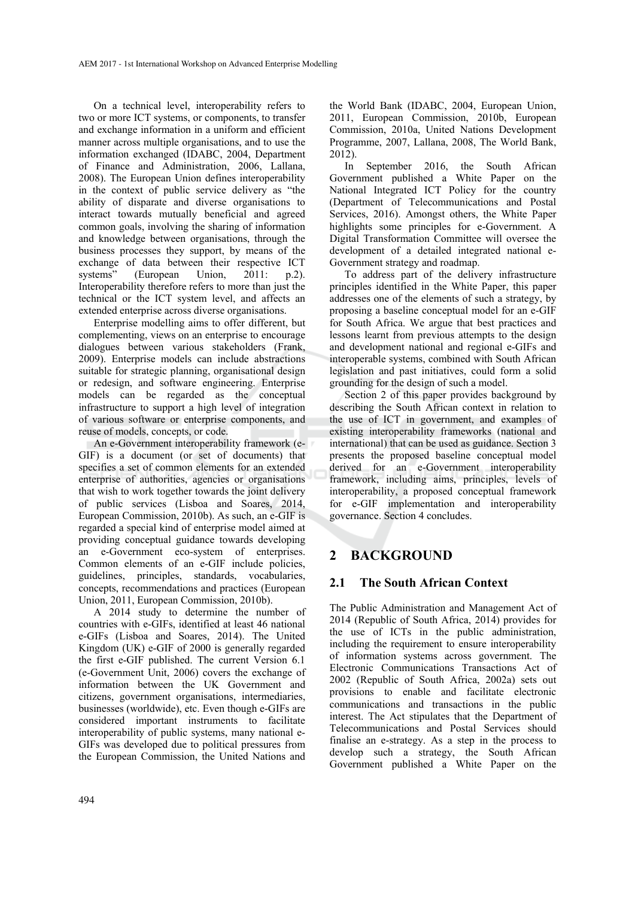On a technical level, interoperability refers to two or more ICT systems, or components, to transfer and exchange information in a uniform and efficient manner across multiple organisations, and to use the information exchanged (IDABC, 2004, Department of Finance and Administration, 2006, Lallana, 2008). The European Union defines interoperability in the context of public service delivery as "the ability of disparate and diverse organisations to interact towards mutually beneficial and agreed common goals, involving the sharing of information and knowledge between organisations, through the business processes they support, by means of the exchange of data between their respective ICT systems" (European Union, 2011: p.2). Interoperability therefore refers to more than just the technical or the ICT system level, and affects an extended enterprise across diverse organisations.

Enterprise modelling aims to offer different, but complementing, views on an enterprise to encourage dialogues between various stakeholders (Frank, 2009). Enterprise models can include abstractions suitable for strategic planning, organisational design or redesign, and software engineering. Enterprise models can be regarded as the conceptual infrastructure to support a high level of integration of various software or enterprise components, and reuse of models, concepts, or code.

An e-Government interoperability framework (e-GIF) is a document (or set of documents) that specifies a set of common elements for an extended enterprise of authorities, agencies or organisations that wish to work together towards the joint delivery of public services (Lisboa and Soares, 2014, European Commission, 2010b). As such, an e-GIF is regarded a special kind of enterprise model aimed at providing conceptual guidance towards developing an e-Government eco-system of enterprises. Common elements of an e-GIF include policies, guidelines, principles, standards, vocabularies, concepts, recommendations and practices (European Union, 2011, European Commission, 2010b).

A 2014 study to determine the number of countries with e-GIFs, identified at least 46 national e-GIFs (Lisboa and Soares, 2014). The United Kingdom (UK) e-GIF of 2000 is generally regarded the first e-GIF published. The current Version 6.1 (e-Government Unit, 2006) covers the exchange of information between the UK Government and citizens, government organisations, intermediaries, businesses (worldwide), etc. Even though e-GIFs are considered important instruments to facilitate interoperability of public systems, many national e-GIFs was developed due to political pressures from the European Commission, the United Nations and the World Bank (IDABC, 2004, European Union, 2011, European Commission, 2010b, European Commission, 2010a, United Nations Development Programme, 2007, Lallana, 2008, The World Bank, 2012).

In September 2016, the South African Government published a White Paper on the National Integrated ICT Policy for the country (Department of Telecommunications and Postal Services, 2016). Amongst others, the White Paper highlights some principles for e-Government. A Digital Transformation Committee will oversee the development of a detailed integrated national e-Government strategy and roadmap.

To address part of the delivery infrastructure principles identified in the White Paper, this paper addresses one of the elements of such a strategy, by proposing a baseline conceptual model for an e-GIF for South Africa. We argue that best practices and lessons learnt from previous attempts to the design and development national and regional e-GIFs and interoperable systems, combined with South African legislation and past initiatives, could form a solid grounding for the design of such a model.

Section 2 of this paper provides background by describing the South African context in relation to the use of ICT in government, and examples of existing interoperability frameworks (national and international) that can be used as guidance. Section 3 presents the proposed baseline conceptual model derived for an e-Government interoperability framework, including aims, principles, levels of interoperability, a proposed conceptual framework for e-GIF implementation and interoperability governance. Section 4 concludes.

# 2 BACKGROUND

## 2.1 The South African Context

The Public Administration and Management Act of 2014 (Republic of South Africa, 2014) provides for the use of ICTs in the public administration, including the requirement to ensure interoperability of information systems across government. The Electronic Communications Transactions Act of 2002 (Republic of South Africa, 2002a) sets out provisions to enable and facilitate electronic communications and transactions in the public interest. The Act stipulates that the Department of Telecommunications and Postal Services should finalise an e-strategy. As a step in the process to develop such a strategy, the South African Government published a White Paper on the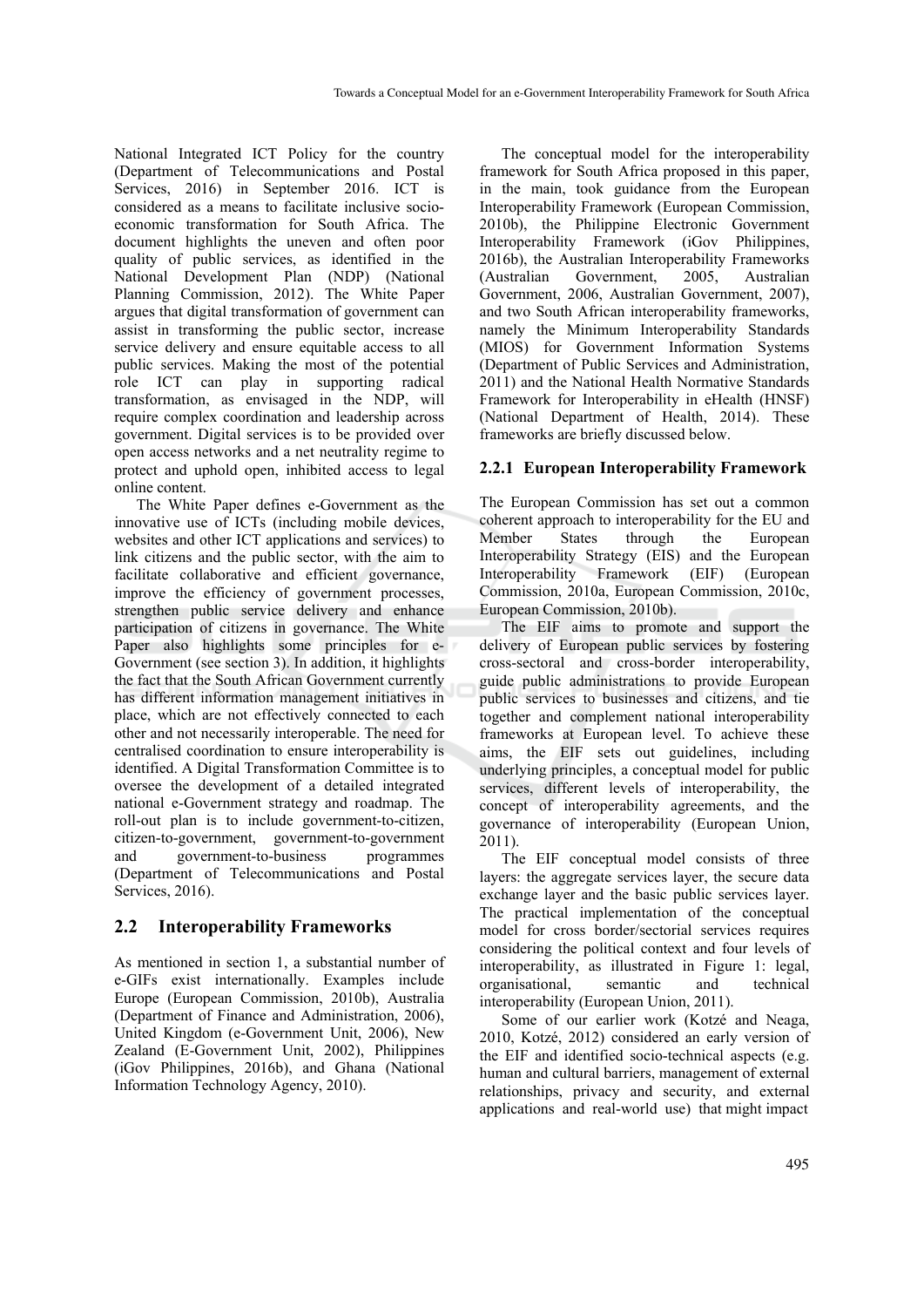National Integrated ICT Policy for the country (Department of Telecommunications and Postal Services, 2016) in September 2016. ICT is considered as a means to facilitate inclusive socio-economic transformation for South Africa. The document highlights the uneven and often poor quality of public services, as identified in the National Development Plan (NDP) (National Planning Commission, 2012). The White Paper argues that digital transformation of government can assist in transforming the public sector, increase service delivery and ensure equitable access to all public services. Making the most of the potential role ICT can play in supporting radical transformation, as envisaged in the NDP, will require complex coordination and leadership across government. Digital services is to be provided over open access networks and a net neutrality regime to protect and uphold open, inhibited access to legal online content.

The White Paper defines e-Government as the innovative use of ICTs (including mobile devices, websites and other ICT applications and services) to link citizens and the public sector, with the aim to facilitate collaborative and efficient governance, improve the efficiency of government processes, strengthen public service delivery and enhance participation of citizens in governance. The White Paper also highlights some principles for e-Government (see section 3). In addition, it highlights the fact that the South African Government currently has different information management initiatives in place, which are not effectively connected to each other and not necessarily interoperable. The need for centralised coordination to ensure interoperability is identified. A Digital Transformation Committee is to oversee the development of a detailed integrated national e-Government strategy and roadmap. The roll-out plan is to include government-to-citizen, citizen-to-government, government-to-government and government-to-business programmes (Department of Telecommunications and Postal Services, 2016).

## 2.2 Interoperability Frameworks

As mentioned in section 1, a substantial number of e-GIFs exist internationally. Examples include Europe (European Commission, 2010b), Australia (Department of Finance and Administration, 2006), United Kingdom (e-Government Unit, 2006), New Zealand (E-Government Unit, 2002), Philippines (iGov Philippines, 2016b), and Ghana (National Information Technology Agency, 2010).

The conceptual model for the interoperability framework for South Africa proposed in this paper, in the main, took guidance from the European Interoperability Framework (European Commission, 2010b), the Philippine Electronic Government Interoperability Framework (iGov Philippines, 2016b), the Australian Interoperability Frameworks (Australian Government, 2005, Australian Government, 2006, Australian Government, 2007), and two South African interoperability frameworks, namely the Minimum Interoperability Standards (MIOS) for Government Information Systems (Department of Public Services and Administration, 2011) and the National Health Normative Standards Framework for Interoperability in eHealth (HNSF) (National Department of Health, 2014). These frameworks are briefly discussed below.

### 2.2.1 European Interoperability Framework

The European Commission has set out a common coherent approach to interoperability for the EU and Member States through the European Interoperability Strategy (EIS) and the European Interoperability Framework (EIF) (European Commission, 2010a, European Commission, 2010c, European Commission, 2010b).

The EIF aims to promote and support the delivery of European public services by fostering cross-sectoral and cross-border interoperability, guide public administrations to provide European public services to businesses and citizens, and tie together and complement national interoperability frameworks at European level. To achieve these aims, the EIF sets out guidelines, including underlying principles, a conceptual model for public services, different levels of interoperability, the concept of interoperability agreements, and the governance of interoperability (European Union, 2011).

The EIF conceptual model consists of three layers: the aggregate services layer, the secure data exchange layer and the basic public services layer. The practical implementation of the conceptual model for cross border/sectorial services requires considering the political context and four levels of interoperability, as illustrated in Figure 1: legal, organisational, semantic and technical interoperability (European Union, 2011).

Some of our earlier work (Kotzé and Neaga, 2010, Kotzé, 2012) considered an early version of the EIF and identified socio-technical aspects (e.g. human and cultural barriers, management of external relationships, privacy and security, and external applications and real-world use) that might impact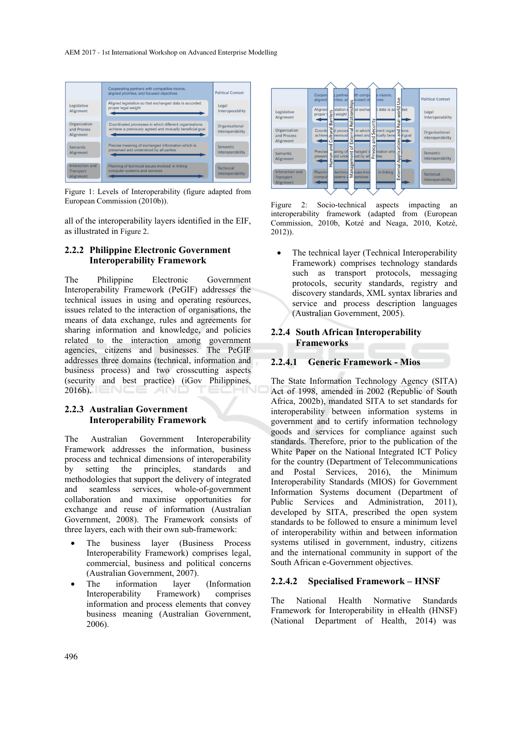Figure 1: Levels of Interoperability (figure adapted from European Commission (2010b)).

all of the interoperability layers identified in the EIF, as illustrated in Figure 2.

### 2.2.2 Philippine Electronic Government Interoperability Framework

The Philippine Electronic Government Interoperability Framework (PeGIF) addresses the technical issues in using and operating resources, issues related to the interaction of organisations, the means of data exchange, rules and agreements for sharing information and knowledge, and policies related to the interaction among government agencies, citizens and businesses. The PeGIF addresses three domains (technical, information and business process) and two crosscutting aspects (security and best practice) (iGov Philippines, 2016b).

### 2.2.3 Australian Government Interoperability Framework

The Australian Government Interoperability Framework addresses the information, business process and technical dimensions of interoperability by setting the principles, standards and methodologies that support the delivery of integrated and seamless services, whole-of-government collaboration and maximise opportunities for exchange and reuse of information (Australian Government, 2008). The Framework consists of three layers, each with their own sub-framework:

- The business layer (Business Process Interoperability Framework) comprises legal, commercial, business and political concerns (Australian Government, 2007).
- The information layer (Information Interoperability Framework) comprises information and process elements that convey business meaning (Australian Government, 2006).

Figure 2: Socio-technical aspects impacting an interoperability framework (adapted from (European Commission, 2010b, Kotzé and Neaga, 2010, Kotzé, 2012)).

- The technical layer (Technical Interoperability Framework) comprises technology standards such as transport protocols, messaging protocols, security standards, registry and discovery standards, XML syntax libraries and service and process description languages (Australian Government, 2005).

### 2.2.4 South African Interoperability Frameworks

#### 2.2.4.1 Generic Framework - Mios

The State Information Technology Agency (SITA) Act of 1998, amended in 2002 (Republic of South Africa, 2002b), mandated SITA to set standards for interoperability between information systems in government and to certify information technology goods and services for compliance against such standards. Therefore, prior to the publication of the White Paper on the National Integrated ICT Policy for the country (Department of Telecommunications and Postal Services, 2016), the Minimum Interoperability Standards (MIOS) for Government Information Systems document (Department of Public Services and Administration, 2011), developed by SITA, prescribed the open system standards to be followed to ensure a minimum level of interoperability within and between information systems utilised in government, industry, citizens and the international community in support of the South African e-Government objectives.

#### 2.2.4.2 Specialised Framework – HNSF

The National Health Normative Standards Framework for Interoperability in eHealth (HNSF) (National Department of Health, 2014) was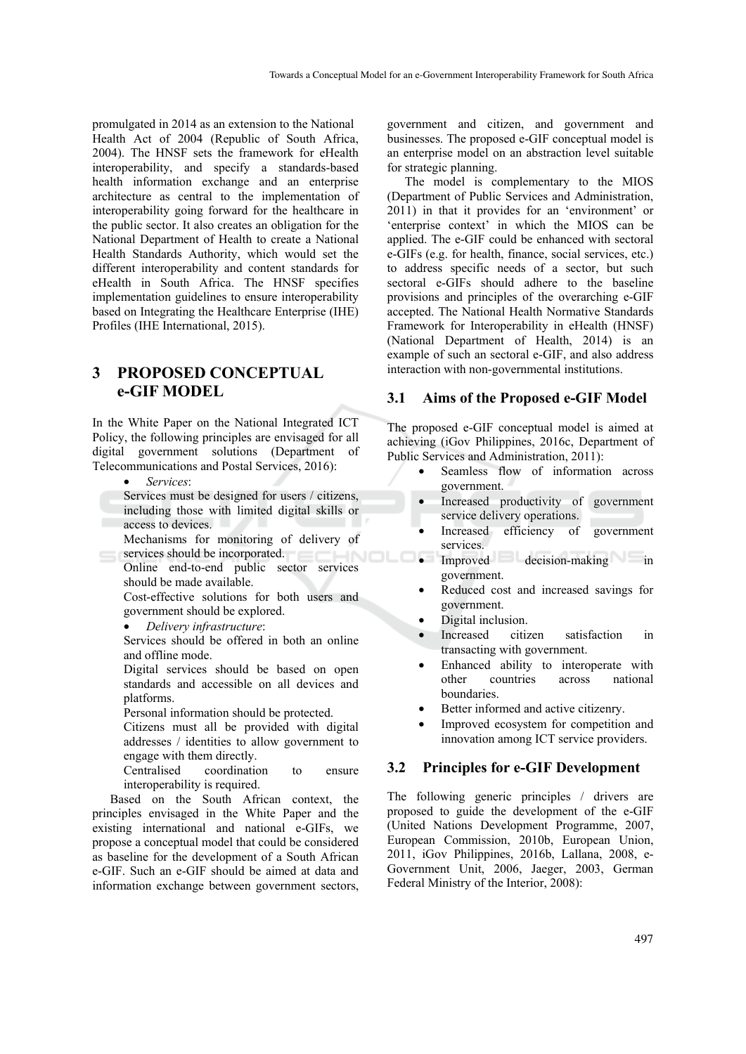promulgated in 2014 as an extension to the National Health Act of 2004 (Republic of South Africa, 2004). The HNSF sets the framework for eHealth interoperability, and specify a standards-based health information exchange and an enterprise architecture as central to the implementation of interoperability going forward for the healthcare in the public sector. It also creates an obligation for the National Department of Health to create a National Health Standards Authority, which would set the different interoperability and content standards for eHealth in South Africa. The HNSF specifies implementation guidelines to ensure interoperability based on Integrating the Healthcare Enterprise (IHE) Profiles (IHE International, 2015).

## 3 PROPOSED CONCEPTUAL e-GIF MODEL

In the White Paper on the National Integrated ICT Policy, the following principles are envisaged for all digital government solutions (Department of Telecommunications and Postal Services, 2016):

- *Services*:

  Services must be designed for users / citizens, including those with limited digital skills or access to devices.

  Mechanisms for monitoring of delivery of services should be incorporated.

  Online end-to-end public sector services should be made available.

  Cost-effective solutions for both users and government should be explored.

- *Delivery infrastructure*:

  Services should be offered in both an online and offline mode.

  Digital services should be based on open standards and accessible on all devices and platforms.

  Personal information should be protected.

  Citizens must all be provided with digital addresses / identities to allow government to engage with them directly.

  Centralised coordination to ensure interoperability is required.

Based on the South African context, the principles envisaged in the White Paper and the existing international and national e-GIFs, we propose a conceptual model that could be considered as baseline for the development of a South African e-GIF. Such an e-GIF should be aimed at data and information exchange between government sectors, government and citizen, and government and businesses. The proposed e-GIF conceptual model is an enterprise model on an abstraction level suitable for strategic planning.

The model is complementary to the MIOS (Department of Public Services and Administration, 2011) in that it provides for an 'environment' or 'enterprise context' in which the MIOS can be applied. The e-GIF could be enhanced with sectoral e-GIFs (e.g. for health, finance, social services, etc.) to address specific needs of a sector, but such sectoral e-GIFs should adhere to the baseline provisions and principles of the overarching e-GIF accepted. The National Health Normative Standards Framework for Interoperability in eHealth (HNSF) (National Department of Health, 2014) is an example of such an sectoral e-GIF, and also address interaction with non-governmental institutions.

### 3.1 Aims of the Proposed e-GIF Model

The proposed e-GIF conceptual model is aimed at achieving (iGov Philippines, 2016c, Department of Public Services and Administration, 2011):

- Seamless flow of information across government.
- Increased productivity of government service delivery operations.
- Increased efficiency of government services.
- Improved decision-making in government.
- Reduced cost and increased savings for government.
- Digital inclusion.
- Increased citizen satisfaction in transacting with government.
- Enhanced ability to interoperate with other countries across national boundaries.
- Better informed and active citizenry.
- Improved ecosystem for competition and innovation among ICT service providers.

### 3.2 Principles for e-GIF Development

The following generic principles / drivers are proposed to guide the development of the e-GIF (United Nations Development Programme, 2007, European Commission, 2010b, European Union, 2011, iGov Philippines, 2016b, Lallana, 2008, e-Government Unit, 2006, Jaeger, 2003, German Federal Ministry of the Interior, 2008):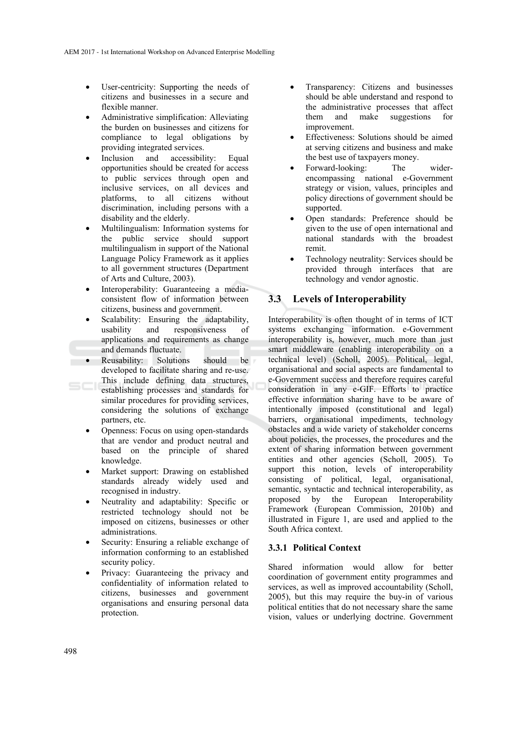- User-centricity: Supporting the needs of citizens and businesses in a secure and flexible manner.
- Administrative simplification: Alleviating the burden on businesses and citizens for compliance to legal obligations by providing integrated services.
- Inclusion and accessibility: Equal opportunities should be created for access to public services through open and inclusive services, on all devices and platforms, to all citizens without discrimination, including persons with a disability and the elderly.
- Multilingualism: Information systems for the public service should support multilingualism in support of the National Language Policy Framework as it applies to all government structures (Department of Arts and Culture, 2003).
- Interoperability: Guaranteeing a media-consistent flow of information between citizens, business and government.
- Scalability: Ensuring the adaptability, usability and responsiveness of applications and requirements as change and demands fluctuate.
- Reusability: Solutions should be developed to facilitate sharing and re-use. This include defining data structures, establishing processes and standards for similar procedures for providing services, considering the solutions of exchange partners, etc.
- Openness: Focus on using open-standards that are vendor and product neutral and based on the principle of shared knowledge.
- Market support: Drawing on established standards already widely used and recognised in industry.
- Neutrality and adaptability: Specific or restricted technology should not be imposed on citizens, businesses or other administrations.
- Security: Ensuring a reliable exchange of information conforming to an established security policy.
- Privacy: Guaranteeing the privacy and confidentiality of information related to citizens, businesses and government organisations and ensuring personal data protection.
- Transparency: Citizens and businesses should be able understand and respond to the administrative processes that affect them and make suggestions for improvement.
- Effectiveness: Solutions should be aimed at serving citizens and business and make the best use of taxpayers money.
- Forward-looking: The wider-encompassing national e-Government strategy or vision, values, principles and policy directions of government should be supported.
- Open standards: Preference should be given to the use of open international and national standards with the broadest remit.
- Technology neutrality: Services should be provided through interfaces that are technology and vendor agnostic.

## 3.3 Levels of Interoperability

Interoperability is often thought of in terms of ICT systems exchanging information. e-Government interoperability is, however, much more than just smart middleware (enabling interoperability on a technical level) (Scholl, 2005). Political, legal, organisational and social aspects are fundamental to e-Government success and therefore requires careful consideration in any e-GIF. Efforts to practice effective information sharing have to be aware of intentionally imposed (constitutional and legal) barriers, organisational impediments, technology obstacles and a wide variety of stakeholder concerns about policies, the processes, the procedures and the extent of sharing information between government entities and other agencies (Scholl, 2005). To support this notion, levels of interoperability consisting of political, legal, organisational, semantic, syntactic and technical interoperability, as proposed by the European Interoperability Framework (European Commission, 2010b) and illustrated in Figure 1, are used and applied to the South Africa context.

### 3.3.1 Political Context

Shared information would allow for better coordination of government entity programmes and services, as well as improved accountability (Scholl, 2005), but this may require the buy-in of various political entities that do not necessary share the same vision, values or underlying doctrine. Government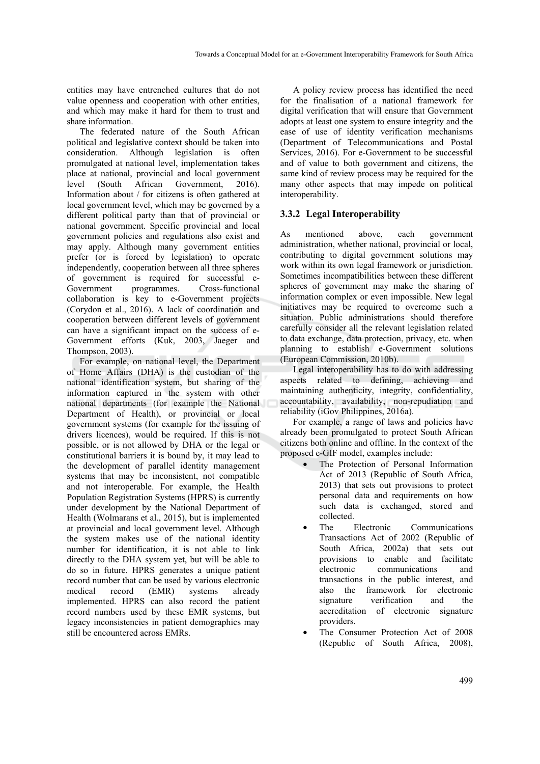entities may have entrenched cultures that do not value openness and cooperation with other entities, and which may make it hard for them to trust and share information.

The federated nature of the South African political and legislative context should be taken into consideration. Although legislation is often promulgated at national level, implementation takes place at national, provincial and local government level (South African Government, 2016). Information about / for citizens is often gathered at local government level, which may be governed by a different political party than that of provincial or national government. Specific provincial and local government policies and regulations also exist and may apply. Although many government entities prefer (or is forced by legislation) to operate independently, cooperation between all three spheres of government is required for successful e-Government programmes. Cross-functional collaboration is key to e-Government projects (Corydon et al., 2016). A lack of coordination and cooperation between different levels of government can have a significant impact on the success of e-Government efforts (Kuk, 2003, Jaeger and Thompson, 2003).

For example, on national level, the Department of Home Affairs (DHA) is the custodian of the national identification system, but sharing of the information captured in the system with other national departments (for example the National Department of Health), or provincial or local government systems (for example for the issuing of drivers licences), would be required. If this is not possible, or is not allowed by DHA or the legal or constitutional barriers it is bound by, it may lead to the development of parallel identity management systems that may be inconsistent, not compatible and not interoperable. For example, the Health Population Registration Systems (HPRS) is currently under development by the National Department of Health (Wolmarans et al., 2015), but is implemented at provincial and local government level. Although the system makes use of the national identity number for identification, it is not able to link directly to the DHA system yet, but will be able to do so in future. HPRS generates a unique patient record number that can be used by various electronic medical record (EMR) systems already implemented. HPRS can also record the patient record numbers used by these EMR systems, but legacy inconsistencies in patient demographics may still be encountered across EMRs.

A policy review process has identified the need for the finalisation of a national framework for digital verification that will ensure that Government adopts at least one system to ensure integrity and the ease of use of identity verification mechanisms (Department of Telecommunications and Postal Services, 2016). For e-Government to be successful and of value to both government and citizens, the same kind of review process may be required for the many other aspects that may impede on political interoperability.

### 3.3.2 Legal Interoperability

As mentioned above, each government administration, whether national, provincial or local, contributing to digital government solutions may work within its own legal framework or jurisdiction. Sometimes incompatibilities between these different spheres of government may make the sharing of information complex or even impossible. New legal initiatives may be required to overcome such a situation. Public administrations should therefore carefully consider all the relevant legislation related to data exchange, data protection, privacy, etc. when planning to establish e-Government solutions (European Commission, 2010b).

Legal interoperability has to do with addressing aspects related to defining, achieving and maintaining authenticity, integrity, confidentiality, accountability, availability, non-repudiation and reliability (iGov Philippines, 2016a).

For example, a range of laws and policies have already been promulgated to protect South African citizens both online and offline. In the context of the proposed e-GIF model, examples include:

- The Protection of Personal Information Act of 2013 (Republic of South Africa, 2013) that sets out provisions to protect personal data and requirements on how such data is exchanged, stored and collected.
- The Electronic Communications Transactions Act of 2002 (Republic of South Africa, 2002a) that sets out provisions to enable and facilitate electronic communications and transactions in the public interest, and also the framework for electronic signature verification and the accreditation of electronic signature providers.
- The Consumer Protection Act of 2008 (Republic of South Africa, 2008),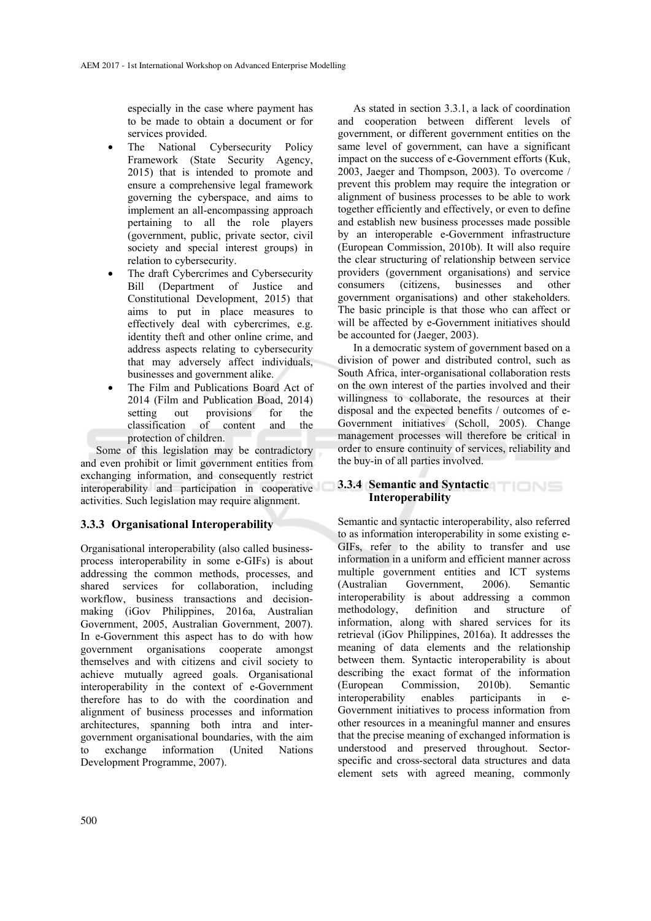especially in the case where payment has to be made to obtain a document or for services provided.

- The National Cybersecurity Policy Framework (State Security Agency, 2015) that is intended to promote and ensure a comprehensive legal framework governing the cyberspace, and aims to implement an all-encompassing approach pertaining to all the role players (government, public, private sector, civil society and special interest groups) in relation to cybersecurity.
- The draft Cybercrimes and Cybersecurity Bill (Department of Justice and Constitutional Development, 2015) that aims to put in place measures to effectively deal with cybercrimes, e.g. identity theft and other online crime, and address aspects relating to cybersecurity that may adversely affect individuals, businesses and government alike.
- The Film and Publications Board Act of 2014 (Film and Publication Boad, 2014) setting out provisions for the classification of content and the protection of children.

Some of this legislation may be contradictory and even prohibit or limit government entities from exchanging information, and consequently restrict interoperability and participation in cooperative activities. Such legislation may require alignment.

### 3.3.3 Organisational Interoperability

Organisational interoperability (also called business-process interoperability in some e-GIFs) is about addressing the common methods, processes, and shared services for collaboration, including workflow, business transactions and decision-making (iGov Philippines, 2016a, Australian Government, 2005, Australian Government, 2007). In e-Government this aspect has to do with how government organisations cooperate amongst themselves and with citizens and civil society to achieve mutually agreed goals. Organisational interoperability in the context of e-Government therefore has to do with the coordination and alignment of business processes and information architectures, spanning both intra and inter-government organisational boundaries, with the aim to exchange information (United Nations Development Programme, 2007).

As stated in section 3.3.1, a lack of coordination and cooperation between different levels of government, or different government entities on the same level of government, can have a significant impact on the success of e-Government efforts (Kuk, 2003, Jaeger and Thompson, 2003). To overcome / prevent this problem may require the integration or alignment of business processes to be able to work together efficiently and effectively, or even to define and establish new business processes made possible by an interoperable e-Government infrastructure (European Commission, 2010b). It will also require the clear structuring of relationship between service providers (government organisations) and service consumers (citizens, businesses and other government organisations) and other stakeholders. The basic principle is that those who can affect or will be affected by e-Government initiatives should be accounted for (Jaeger, 2003).

In a democratic system of government based on a division of power and distributed control, such as South Africa, inter-organisational collaboration rests on the own interest of the parties involved and their willingness to collaborate, the resources at their disposal and the expected benefits / outcomes of e-Government initiatives (Scholl, 2005). Change management processes will therefore be critical in order to ensure continuity of services, reliability and the buy-in of all parties involved.

### 3.3.4 Semantic and Syntactic Interoperability

Semantic and syntactic interoperability, also referred to as information interoperability in some existing e-GIFs, refer to the ability to transfer and use information in a uniform and efficient manner across multiple government entities and ICT systems (Australian Government, 2006). Semantic interoperability is about addressing a common methodology, definition and structure of information, along with shared services for its retrieval (iGov Philippines, 2016a). It addresses the meaning of data elements and the relationship between them. Syntactic interoperability is about describing the exact format of the information (European Commission, 2010b). Semantic interoperability enables participants in e-Government initiatives to process information from other resources in a meaningful manner and ensures that the precise meaning of exchanged information is understood and preserved throughout. Sector-specific and cross-sectoral data structures and data element sets with agreed meaning, commonly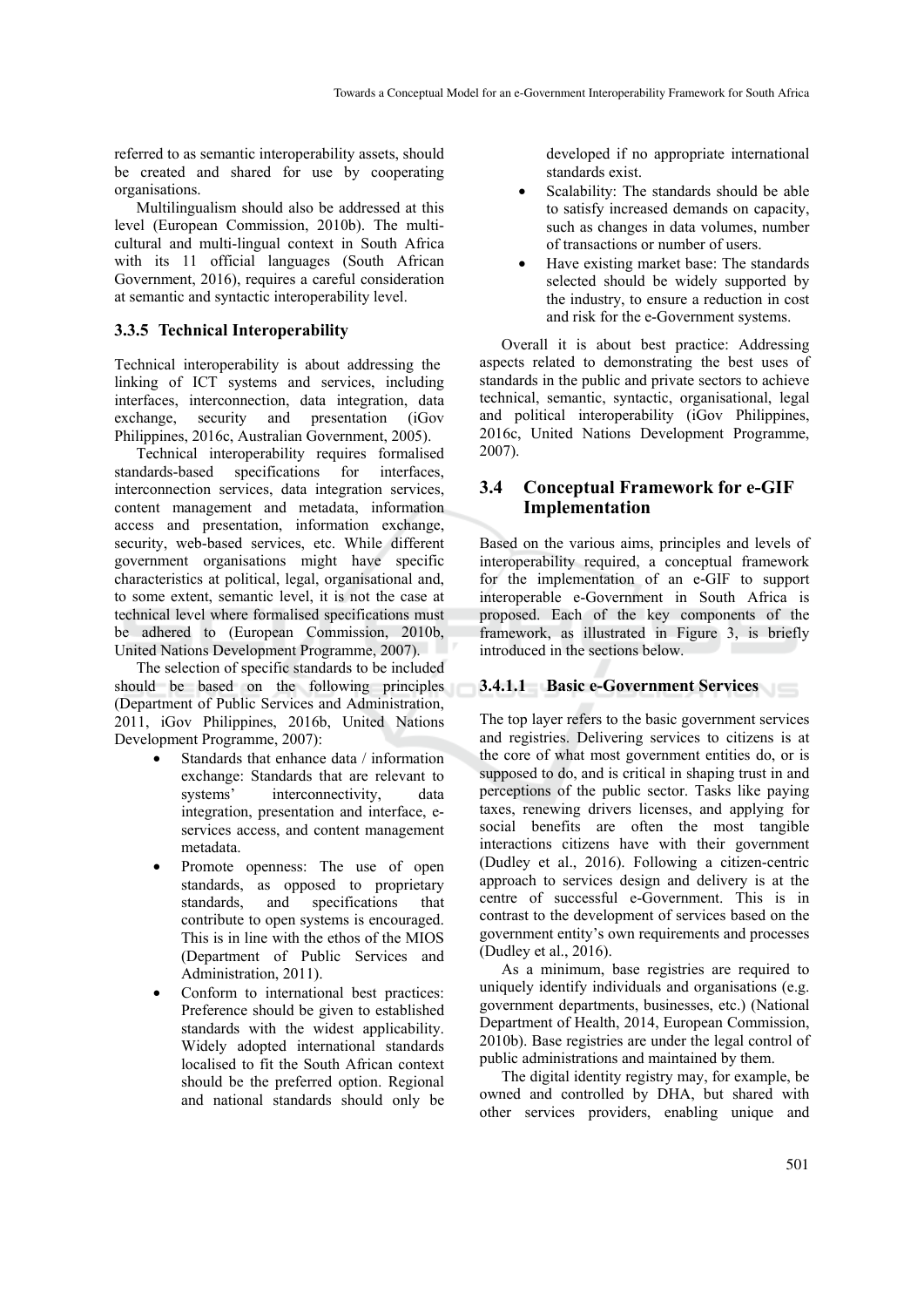referred to as semantic interoperability assets, should be created and shared for use by cooperating organisations.

Multilingualism should also be addressed at this level (European Commission, 2010b). The multi-cultural and multi-lingual context in South Africa with its 11 official languages (South African Government, 2016), requires a careful consideration at semantic and syntactic interoperability level.

### 3.3.5 Technical Interoperability

Technical interoperability is about addressing the linking of ICT systems and services, including interfaces, interconnection, data integration, data exchange, security and presentation (iGov Philippines, 2016c, Australian Government, 2005).

Technical interoperability requires formalised standards-based specifications for interfaces, interconnection services, data integration services, content management and metadata, information access and presentation, information exchange, security, web-based services, etc. While different government organisations might have specific characteristics at political, legal, organisational and, to some extent, semantic level, it is not the case at technical level where formalised specifications must be adhered to (European Commission, 2010b, United Nations Development Programme, 2007).

The selection of specific standards to be included should be based on the following principles (Department of Public Services and Administration, 2011, iGov Philippines, 2016b, United Nations Development Programme, 2007):

- Standards that enhance data / information exchange: Standards that are relevant to systems' interconnectivity, data integration, presentation and interface, e-services access, and content management metadata.
- Promote openness: The use of open standards, as opposed to proprietary standards, and specifications that contribute to open systems is encouraged. This is in line with the ethos of the MIOS (Department of Public Services and Administration, 2011).
- Conform to international best practices: Preference should be given to established standards with the widest applicability. Widely adopted international standards localised to fit the South African context should be the preferred option. Regional and national standards should only be developed if no appropriate international standards exist.
- Scalability: The standards should be able to satisfy increased demands on capacity, such as changes in data volumes, number of transactions or number of users.
- Have existing market base: The standards selected should be widely supported by the industry, to ensure a reduction in cost and risk for the e-Government systems.

Overall it is about best practice: Addressing aspects related to demonstrating the best uses of standards in the public and private sectors to achieve technical, semantic, syntactic, organisational, legal and political interoperability (iGov Philippines, 2016c, United Nations Development Programme, 2007).

## 3.4 Conceptual Framework for e-GIF Implementation

Based on the various aims, principles and levels of interoperability required, a conceptual framework for the implementation of an e-GIF to support interoperable e-Government in South Africa is proposed. Each of the key components of the framework, as illustrated in Figure 3, is briefly introduced in the sections below.

#### 3.4.1.1 Basic e-Government Services

The top layer refers to the basic government services and registries. Delivering services to citizens is at the core of what most government entities do, or is supposed to do, and is critical in shaping trust in and perceptions of the public sector. Tasks like paying taxes, renewing drivers licenses, and applying for social benefits are often the most tangible interactions citizens have with their government (Dudley et al., 2016). Following a citizen-centric approach to services design and delivery is at the centre of successful e-Government. This is in contrast to the development of services based on the government entity's own requirements and processes (Dudley et al., 2016).

As a minimum, base registries are required to uniquely identify individuals and organisations (e.g. government departments, businesses, etc.) (National Department of Health, 2014, European Commission, 2010b). Base registries are under the legal control of public administrations and maintained by them.

The digital identity registry may, for example, be owned and controlled by DHA, but shared with other services providers, enabling unique and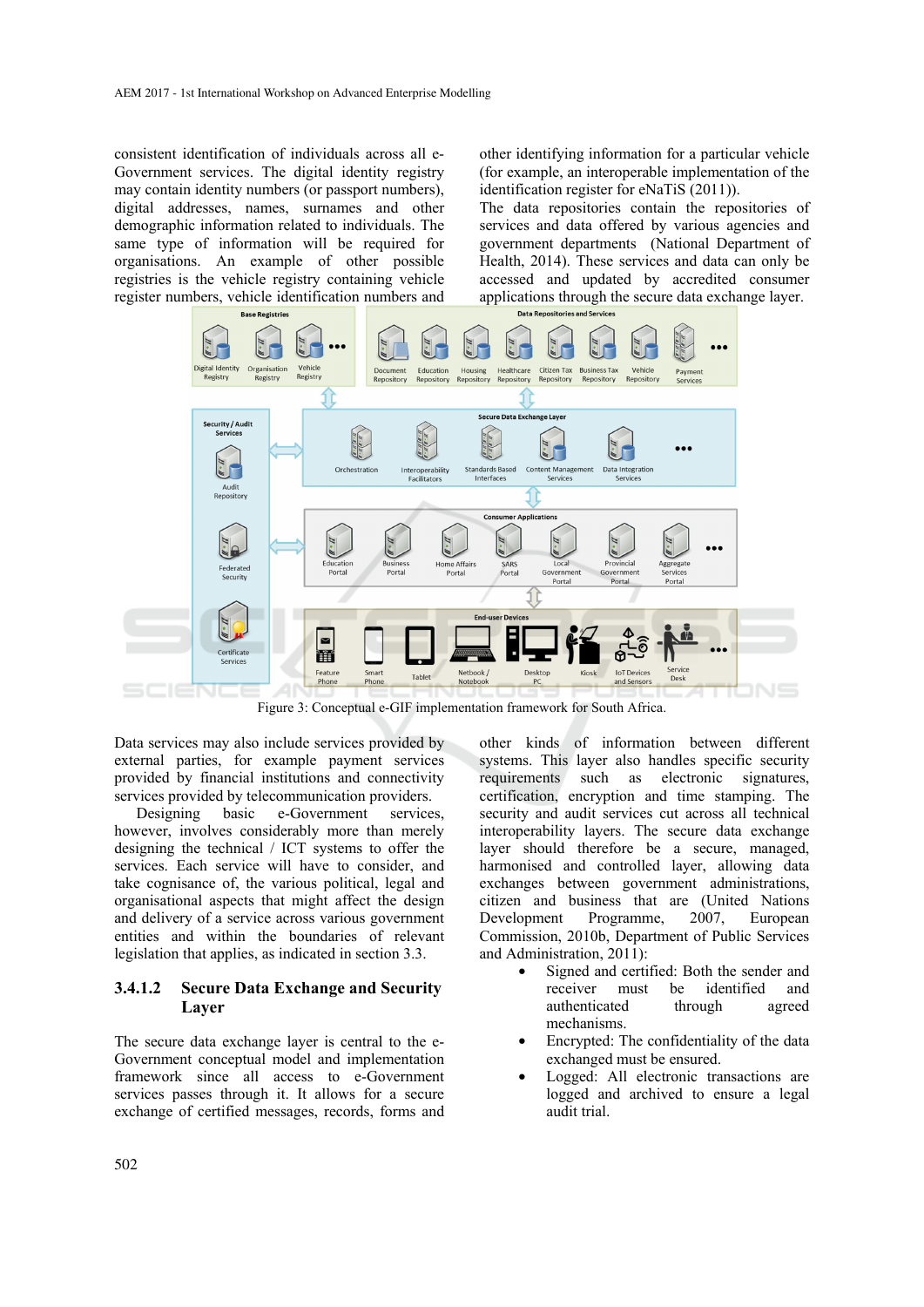consistent identification of individuals across all e-Government services. The digital identity registry may contain identity numbers (or passport numbers), digital addresses, names, surnames and other demographic information related to individuals. The same type of information will be required for organisations. An example of other possible registries is the vehicle registry containing vehicle register numbers, vehicle identification numbers and other identifying information for a particular vehicle (for example, an interoperable implementation of the identification register for eNaTiS (2011)).

The data repositories contain the repositories of services and data offered by various agencies and government departments (National Department of Health, 2014). These services and data can only be accessed and updated by accredited consumer applications through the secure data exchange layer.

Figure 3: Conceptual e-GIF implementation framework for South Africa.

Data services may also include services provided by external parties, for example payment services provided by financial institutions and connectivity services provided by telecommunication providers.

Designing basic e-Government services, however, involves considerably more than merely designing the technical / ICT systems to offer the services. Each service will have to consider, and take cognisance of, the various political, legal and organisational aspects that might affect the design and delivery of a service across various government entities and within the boundaries of relevant legislation that applies, as indicated in section 3.3.

### 3.4.1.2 Secure Data Exchange and Security Layer

The secure data exchange layer is central to the e-Government conceptual model and implementation framework since all access to e-Government services passes through it. It allows for a secure exchange of certified messages, records, forms and other kinds of information between different systems. This layer also handles specific security requirements such as electronic signatures, certification, encryption and time stamping. The security and audit services cut across all technical interoperability layers. The secure data exchange layer should therefore be a secure, managed, harmonised and controlled layer, allowing data exchanges between government administrations, citizen and business that are (United Nations Development Programme, 2007, European Commission, 2010b, Department of Public Services and Administration, 2011):

- Signed and certified: Both the sender and receiver must be identified and authenticated through agreed mechanisms.
- Encrypted: The confidentiality of the data exchanged must be ensured.
- Logged: All electronic transactions are logged and archived to ensure a legal audit trial.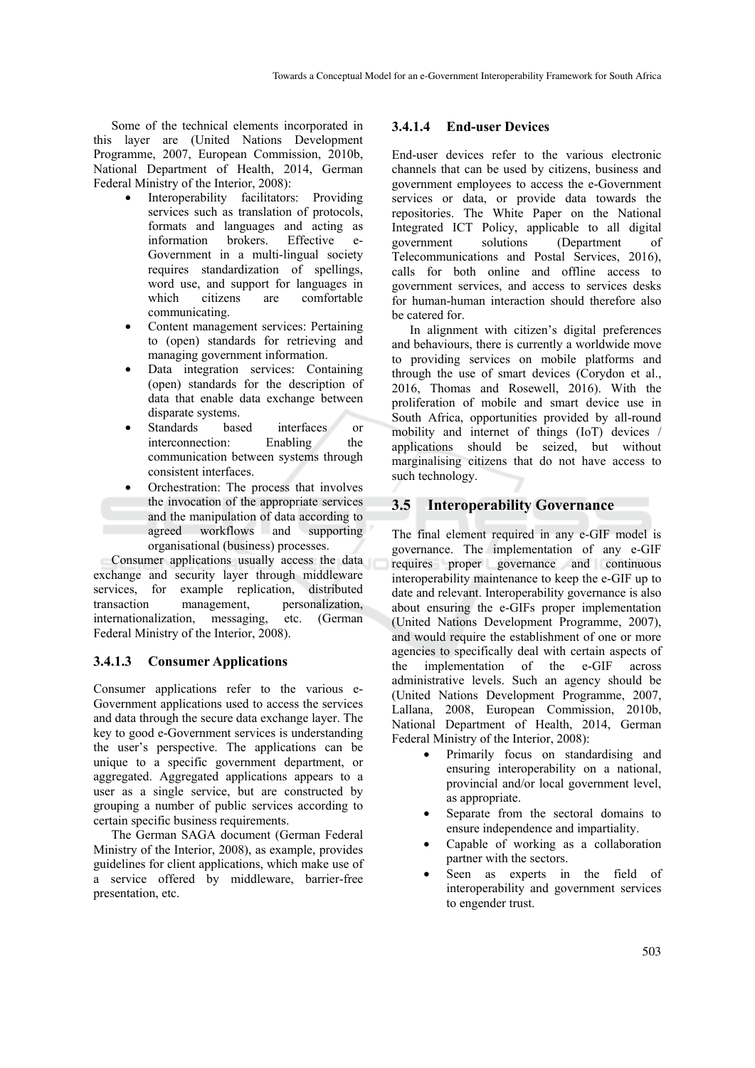Some of the technical elements incorporated in this layer are (United Nations Development Programme, 2007, European Commission, 2010b, National Department of Health, 2014, German Federal Ministry of the Interior, 2008):

- Interoperability facilitators: Providing services such as translation of protocols, formats and languages and acting as information brokers. Effective e-Government in a multi-lingual society requires standardization of spellings, word use, and support for languages in which citizens are comfortable communicating.
- Content management services: Pertaining to (open) standards for retrieving and managing government information.
- Data integration services: Containing (open) standards for the description of data that enable data exchange between disparate systems.
- Standards based interfaces or interconnection: Enabling the communication between systems through consistent interfaces.
- Orchestration: The process that involves the invocation of the appropriate services and the manipulation of data according to agreed workflows and supporting organisational (business) processes.

Consumer applications usually access the data exchange and security layer through middleware services, for example replication, distributed transaction management, personalization, internationalization, messaging, etc. (German Federal Ministry of the Interior, 2008).

#### 3.4.1.3 Consumer Applications

Consumer applications refer to the various e-Government applications used to access the services and data through the secure data exchange layer. The key to good e-Government services is understanding the user's perspective. The applications can be unique to a specific government department, or aggregated. Aggregated applications appears to a user as a single service, but are constructed by grouping a number of public services according to certain specific business requirements.

The German SAGA document (German Federal Ministry of the Interior, 2008), as example, provides guidelines for client applications, which make use of a service offered by middleware, barrier-free presentation, etc.

#### 3.4.1.4 End-user Devices

End-user devices refer to the various electronic channels that can be used by citizens, business and government employees to access the e-Government services or data, or provide data towards the repositories. The White Paper on the National Integrated ICT Policy, applicable to all digital government solutions (Department of Telecommunications and Postal Services, 2016), calls for both online and offline access to government services, and access to services desks for human-human interaction should therefore also be catered for.

In alignment with citizen's digital preferences and behaviours, there is currently a worldwide move to providing services on mobile platforms and through the use of smart devices (Corydon et al., 2016, Thomas and Rosewell, 2016). With the proliferation of mobile and smart device use in South Africa, opportunities provided by all-round mobility and internet of things (IoT) devices / applications should be seized, but without marginalising citizens that do not have access to such technology.

## 3.5 Interoperability Governance

The final element required in any e-GIF model is governance. The implementation of any e-GIF requires proper governance and continuous interoperability maintenance to keep the e-GIF up to date and relevant. Interoperability governance is also about ensuring the e-GIFs proper implementation (United Nations Development Programme, 2007), and would require the establishment of one or more agencies to specifically deal with certain aspects of the implementation of the e-GIF across administrative levels. Such an agency should be (United Nations Development Programme, 2007, Lallana, 2008, European Commission, 2010b, National Department of Health, 2014, German Federal Ministry of the Interior, 2008):

- Primarily focus on standardising and ensuring interoperability on a national, provincial and/or local government level, as appropriate.
- Separate from the sectoral domains to ensure independence and impartiality.
- Capable of working as a collaboration partner with the sectors.
- Seen as experts in the field of interoperability and government services to engender trust.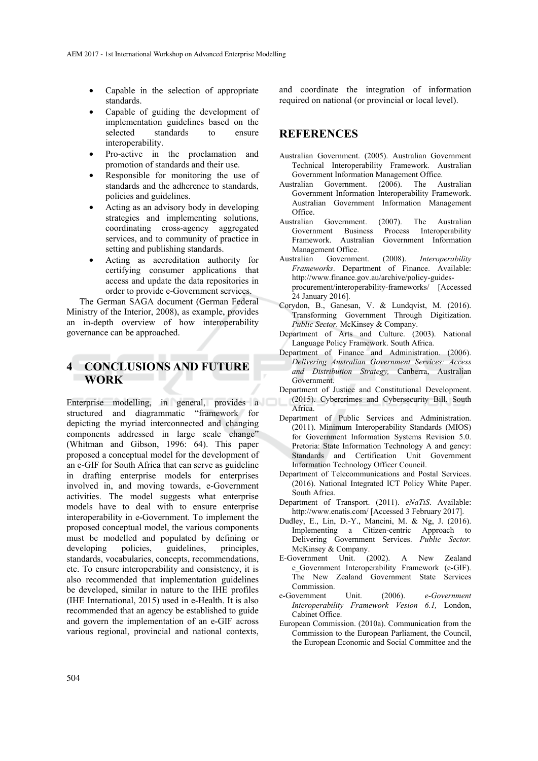- Capable in the selection of appropriate standards.
- Capable of guiding the development of implementation guidelines based on the selected standards to ensure interoperability.
- Pro-active in the proclamation and promotion of standards and their use.
- Responsible for monitoring the use of standards and the adherence to standards, policies and guidelines.
- Acting as an advisory body in developing strategies and implementing solutions, coordinating cross-agency aggregated services, and to community of practice in setting and publishing standards.
- Acting as accreditation authority for certifying consumer applications that access and update the data repositories in order to provide e-Government services.

The German SAGA document (German Federal Ministry of the Interior, 2008), as example, provides an in-depth overview of how interoperability governance can be approached.

## 4 CONCLUSIONS AND FUTURE WORK

Enterprise modelling, in general, provides a structured and diagrammatic "framework for depicting the myriad interconnected and changing components addressed in large scale change" (Whitman and Gibson, 1996: 64). This paper proposed a conceptual model for the development of an e-GIF for South Africa that can serve as guideline in drafting enterprise models for enterprises involved in, and moving towards, e-Government activities. The model suggests what enterprise models have to deal with to ensure enterprise interoperability in e-Government. To implement the proposed conceptual model, the various components must be modelled and populated by defining or developing policies, guidelines, principles, standards, vocabularies, concepts, recommendations, etc. To ensure interoperability and consistency, it is also recommended that implementation guidelines be developed, similar in nature to the IHE profiles (IHE International, 2015) used in e-Health. It is also recommended that an agency be established to guide and govern the implementation of an e-GIF across various regional, provincial and national contexts, and coordinate the integration of information required on national (or provincial or local level).

## REFERENCES

Australian Government. (2005). Australian Government Technical Interoperability Framework. Australian Government Information Management Office.

Australian Government. (2006). The Australian Government Information Interoperability Framework. Australian Government Information Management Office.

Australian Government. (2007). The Australian Government Business Process Interoperability Framework. Australian Government Information Management Office.

Australian Government. (2008). *Interoperability Frameworks*. Department of Finance. Available: http://www.finance.gov.au/archive/policy-guides-procurement/interoperability-frameworks/ [Accessed 24 January 2016].

Corydon, B., Ganesan, V. & Lundqvist, M. (2016). Transforming Government Through Digitization. *Public Sector.* McKinsey & Company.

Department of Arts and Culture. (2003). National Language Policy Framework. South Africa.

Department of Finance and Administration. (2006). *Delivering Australian Government Services: Access and Distribution Strategy,* Canberra, Australian Government.

Department of Justice and Constitutional Development. (2015). Cybercrimes and Cybersecurity Bill. South Africa.

Department of Public Services and Administration. (2011). Minimum Interoperability Standards (MIOS) for Government Information Systems Revision 5.0. Pretoria: State Information Technology A and gency: Standards and Certification Unit Government Information Technology Officer Council.

Department of Telecommunications and Postal Services. (2016). National Integrated ICT Policy White Paper. South Africa.

Department of Transport. (2011). *eNaTiS.* Available: http://www.enatis.com/ [Accessed 3 February 2017].

Dudley, E., Lin, D.-Y., Mancini, M. & Ng, J. (2016). Implementing a Citizen-centric Approach to Delivering Government Services. *Public Sector.* McKinsey & Company.

E-Government Unit. (2002). A New Zealand e_Government Interoperability Framework (e-GIF). The New Zealand Government State Services Commission.

e-Government Unit. (2006). *e-Government Interoperability Framework Vesion 6.1,* London, Cabinet Office.

European Commission. (2010a). Communication from the Commission to the European Parliament, the Council, the European Economic and Social Committee and the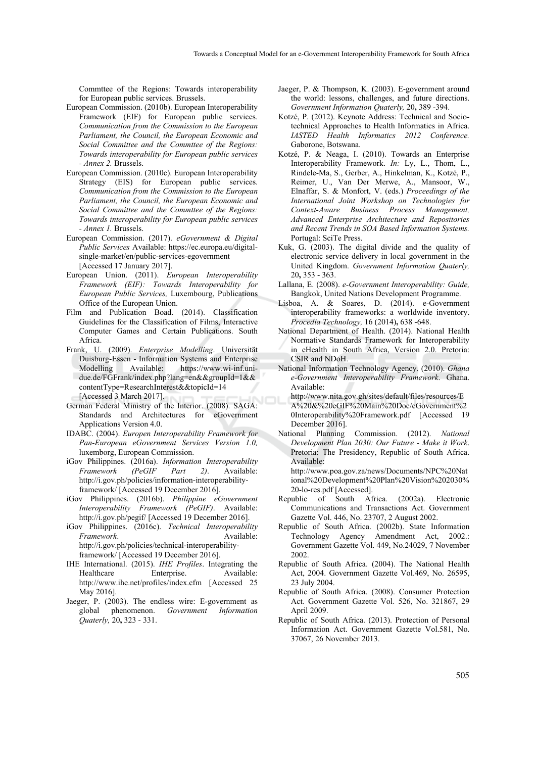Commttee of the Regions: Towards interoperability for European public services. Brussels.

European Commission. (2010b). European Interoperability Framework (EIF) for European public services. *Communication from the Commission to the European Parliament, the Council, the European Economic and Social Committee and the Commttee of the Regions: Towards interoperability for European public services - Annex 2.* Brussels.

European Commission. (2010c). European Interoperability Strategy (EIS) for European public services. *Communication from the Commission to the European Parliament, the Council, the European Economic and Social Committee and the Commttee of the Regions: Towards interoperability for European public services - Annex 1.* Brussels.

European Commission. (2017). *eGovernment & Digital Public Services* Available: https://ec.europa.eu/digital-single-market/en/public-services-egovernment [Accessed 17 January 2017].

European Union. (2011). *European Interoperability Framework (EIF): Towards Interoperability for European Public Services,* Luxembourg, Publications Office of the European Union.

Film and Publication Boad. (2014). Classification Guidelines for the Classification of Films, Interactive Computer Games and Certain Publications. South Africa.

Frank, U. (2009). *Enterprise Modelling*. Universität Duisburg-Essen - Information Systems and Enterprise Modelling Available: https://www.wi-inf.uni-due.de/FGFrank/index.php?lang=en&&groupId=1&&contentType=ResearchInterest&&topicId=14 [Accessed 3 March 2017].

German Federal Ministry of the Interior. (2008). SAGA: Standards and Architectures for eGovernment Applications Version 4.0.

IDABC. (2004). *Europen Interoperability Framework for Pan-European eGovernment Services Version 1.0,* luxemborg, European Commission.

iGov Philippines. (2016a). *Information Interoperability Framework (PeGIF Part 2)*. Available: http://i.gov.ph/policies/information-interoperability-framework/ [Accessed 19 December 2016].

iGov Philippines. (2016b). *Philippine eGovernment Interoperability Framework (PeGIF)*. Available: http://i.gov.ph/pegif/ [Accessed 19 December 2016].

iGov Philippines. (2016c). *Technical Interoperability Framework*. Available: http://i.gov.ph/policies/technical-interoperability-framework/ [Accessed 19 December 2016].

IHE International. (2015). *IHE Profiles*. Integrating the Healthcare Enterprise. Available: http://www.ihe.net/profiles/index.cfm [Accessed 25 May 2016].

Jaeger, P. (2003). The endless wire: E-government as global phenomenon. *Government Information Quaterly,* 20**,** 323 - 331.

Jaeger, P. & Thompson, K. (2003). E-government around the world: lessons, challenges, and future directions. *Government Information Quaterly,* 20**,** 389 -394.

Kotzé, P. (2012). Keynote Address: Technical and Socio-technical Approaches to Health Informatics in Africa. *IASTED Health Informatics 2012 Conference.* Gaborone, Botswana.

Kotzé, P. & Neaga, I. (2010). Towards an Enterprise Interoperability Framework. *In:* Ly, L., Thom, L., Rindele-Ma, S., Gerber, A., Hinkelman, K., Kotzé, P., Reimer, U., Van Der Merwe, A., Mansoor, W., Elnaffar, S. & Monfort, V. (eds.) *Proceedings of the International Joint Workshop on Technologies for Context-Aware Business Process Management, Advanced Enterprise Architecture and Repositories and Recent Trends in SOA Based Information Systems.* Portugal: SciTe Press.

Kuk, G. (2003). The digital divide and the quality of electronic service delivery in local government in the United Kingdom. *Government Information Quaterly,* 20**,** 353 - 363.

Lallana, E. (2008). *e-Government Interoperability: Guide,* Bangkok, United Nations Development Programme.

Lisboa, A. & Soares, D. (2014). e-Government interoperability frameworks: a worldwide inventory. *Procedia Technology,* 16 (2014)**,** 638 -648.

National Department of Health. (2014). National Health Normative Standards Framework for Interoperability in eHealth in South Africa, Version 2.0. Pretoria: CSIR and NDoH.

National Information Technology Agency. (2010). *Ghana e-Government Interoperability Framework*. Ghana. Available: http://www.nita.gov.gh/sites/default/files/resources/EA%20&%20eGIF%20Main%20Doc/eGovernment%20Interoperability%20Framework.pdf [Accessed 19 December 2016].

National Planning Commission. (2012). *National Development Plan 2030: Our Future - Make it Work.* Pretoria: The Presidency, Republic of South Africa. Available: http://www.poa.gov.za/news/Documents/NPC%20National%20Development%20Plan%20Vision%202030%20-lo-res.pdf [Accessed].

Republic of South Africa. (2002a). Electronic Communications and Transactions Act. Government Gazette Vol. 446, No. 23707, 2 August 2002.

Republic of South Africa. (2002b). State Information Technology Agency Amendment Act, 2002.: Government Gazette Vol. 449, No.24029, 7 November 2002.

Republic of South Africa. (2004). The National Health Act, 2004. Government Gazette Vol.469, No. 26595, 23 July 2004.

Republic of South Africa. (2008). Consumer Protection Act. Government Gazette Vol. 526, No. 321867, 29 April 2009.

Republic of South Africa. (2013). Protection of Personal Information Act. Government Gazette Vol.581, No. 37067, 26 November 2013.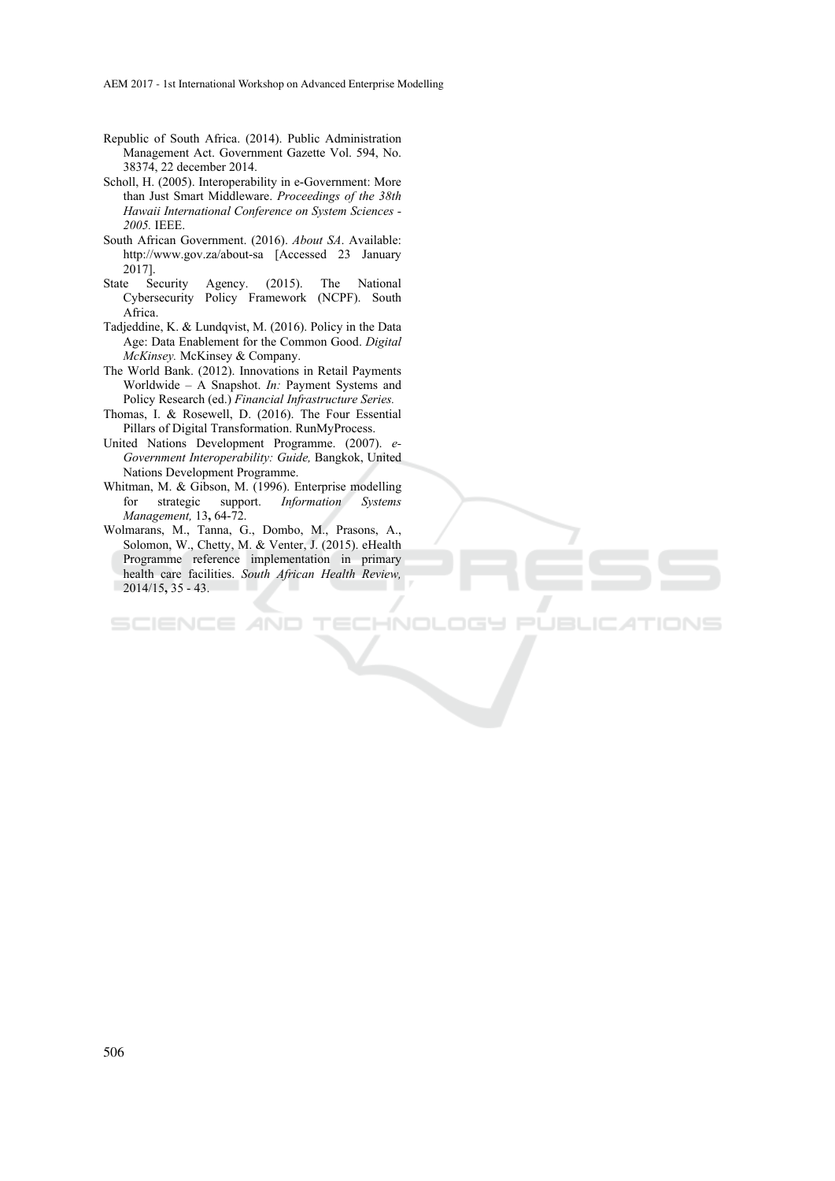Republic of South Africa. (2014). Public Administration Management Act. Government Gazette Vol. 594, No. 38374, 22 december 2014.

Scholl, H. (2005). Interoperability in e-Government: More than Just Smart Middleware. *Proceedings of the 38th Hawaii International Conference on System Sciences - 2005.* IEEE.

South African Government. (2016). *About SA*. Available: http://www.gov.za/about-sa [Accessed 23 January 2017].

State Security Agency. (2015). The National Cybersecurity Policy Framework (NCPF). South Africa.

Tadjeddine, K. & Lundqvist, M. (2016). Policy in the Data Age: Data Enablement for the Common Good. *Digital McKinsey.* McKinsey & Company.

The World Bank. (2012). Innovations in Retail Payments Worldwide – A Snapshot. *In:* Payment Systems and Policy Research (ed.) *Financial Infrastructure Series.*

Thomas, I. & Rosewell, D. (2016). The Four Essential Pillars of Digital Transformation. RunMyProcess.

United Nations Development Programme. (2007). *e-Government Interoperability: Guide,* Bangkok, United Nations Development Programme.

Whitman, M. & Gibson, M. (1996). Enterprise modelling for strategic support. *Information Systems Management,* 13**,** 64-72.

Wolmarans, M., Tanna, G., Dombo, M., Prasons, A., Solomon, W., Chetty, M. & Venter, J. (2015). eHealth Programme reference implementation in primary health care facilities. *South African Health Review,* 2014/15**,** 35 - 43.